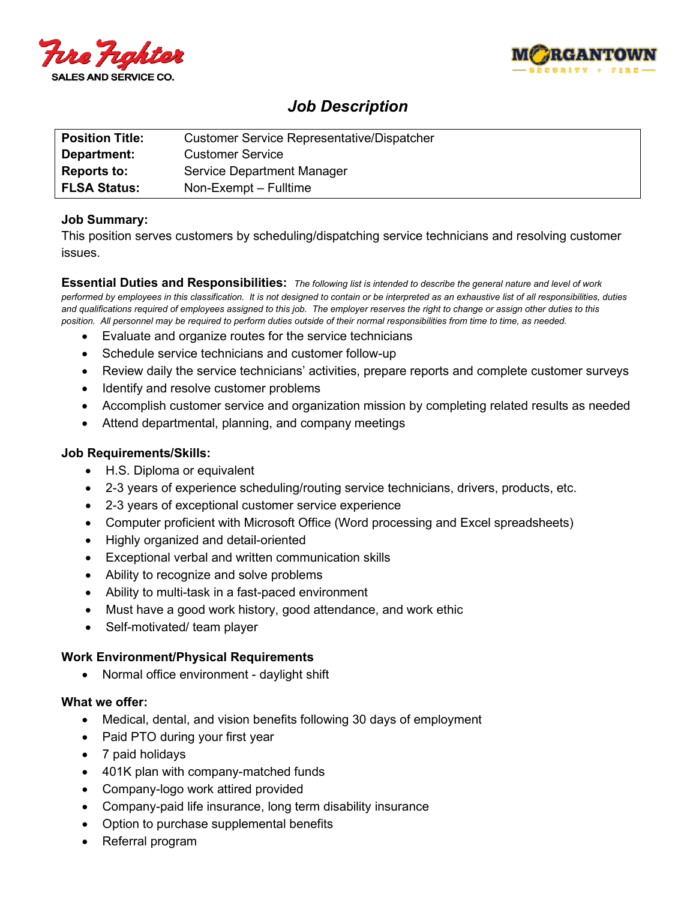Fire Fighter SALES AND SERVICE CO.

MORGANTOWN SECURITY + FIRE

# *Job Description*

| | |
|---|---|
| **Position Title:** | Customer Service Representative/Dispatcher |
| **Department:** | Customer Service |
| **Reports to:** | Service Department Manager |
| **FLSA Status:** | Non-Exempt – Fulltime |

**Job Summary:**
This position serves customers by scheduling/dispatching service technicians and resolving customer issues.

**Essential Duties and Responsibilities:** *The following list is intended to describe the general nature and level of work performed by employees in this classification. It is not designed to contain or be interpreted as an exhaustive list of all responsibilities, duties and qualifications required of employees assigned to this job. The employer reserves the right to change or assign other duties to this position. All personnel may be required to perform duties outside of their normal responsibilities from time to time, as needed.*

- Evaluate and organize routes for the service technicians
- Schedule service technicians and customer follow-up
- Review daily the service technicians' activities, prepare reports and complete customer surveys
- Identify and resolve customer problems
- Accomplish customer service and organization mission by completing related results as needed
- Attend departmental, planning, and company meetings

**Job Requirements/Skills:**

- H.S. Diploma or equivalent
- 2-3 years of experience scheduling/routing service technicians, drivers, products, etc.
- 2-3 years of exceptional customer service experience
- Computer proficient with Microsoft Office (Word processing and Excel spreadsheets)
- Highly organized and detail-oriented
- Exceptional verbal and written communication skills
- Ability to recognize and solve problems
- Ability to multi-task in a fast-paced environment
- Must have a good work history, good attendance, and work ethic
- Self-motivated/ team player

**Work Environment/Physical Requirements**

- Normal office environment - daylight shift

**What we offer:**

- Medical, dental, and vision benefits following 30 days of employment
- Paid PTO during your first year
- 7 paid holidays
- 401K plan with company-matched funds
- Company-logo work attired provided
- Company-paid life insurance, long term disability insurance
- Option to purchase supplemental benefits
- Referral program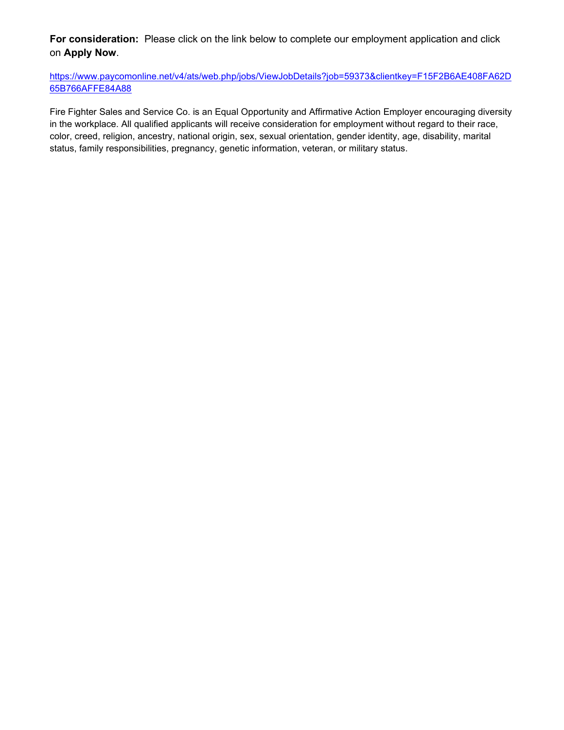**For consideration:** Please click on the link below to complete our employment application and click on **Apply Now**.

https://www.paycomonline.net/v4/ats/web.php/jobs/ViewJobDetails?job=59373&clientkey=F15F2B6AE408FA62D65B766AFFE84A88

Fire Fighter Sales and Service Co. is an Equal Opportunity and Affirmative Action Employer encouraging diversity in the workplace. All qualified applicants will receive consideration for employment without regard to their race, color, creed, religion, ancestry, national origin, sex, sexual orientation, gender identity, age, disability, marital status, family responsibilities, pregnancy, genetic information, veteran, or military status.